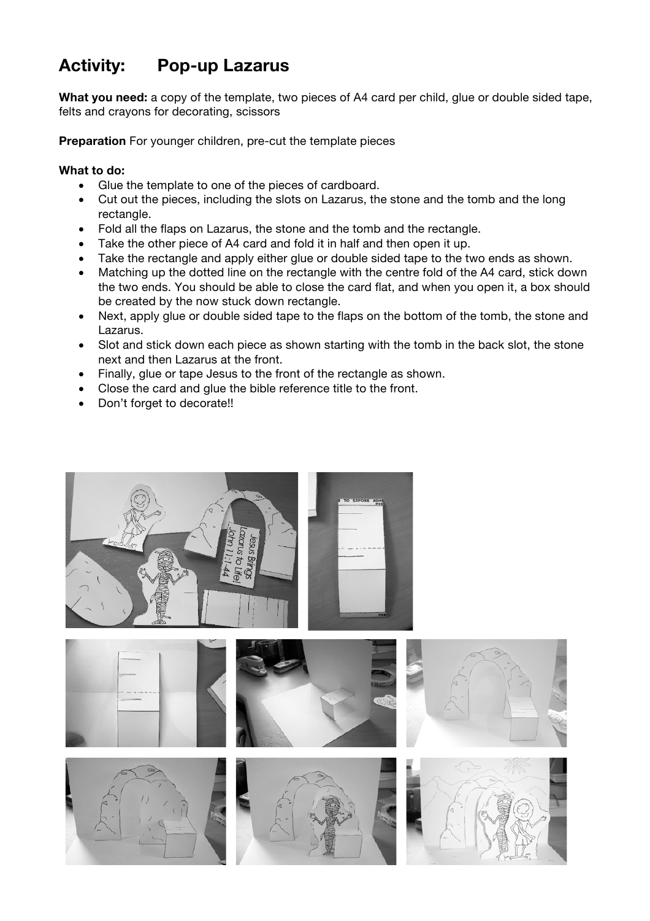# Activity: Pop-up Lazarus

**What you need:** a copy of the template, two pieces of A4 card per child, glue or double sided tape, felts and crayons for decorating, scissors

**Preparation** For younger children, pre-cut the template pieces

**What to do:**

- Glue the template to one of the pieces of cardboard.
- Cut out the pieces, including the slots on Lazarus, the stone and the tomb and the long rectangle.
- Fold all the flaps on Lazarus, the stone and the tomb and the rectangle.
- Take the other piece of A4 card and fold it in half and then open it up.
- Take the rectangle and apply either glue or double sided tape to the two ends as shown.
- Matching up the dotted line on the rectangle with the centre fold of the A4 card, stick down the two ends. You should be able to close the card flat, and when you open it, a box should be created by the now stuck down rectangle.
- Next, apply glue or double sided tape to the flaps on the bottom of the tomb, the stone and Lazarus.
- Slot and stick down each piece as shown starting with the tomb in the back slot, the stone next and then Lazarus at the front.
- Finally, glue or tape Jesus to the front of the rectangle as shown.
- Close the card and glue the bible reference title to the front.
- Don't forget to decorate!!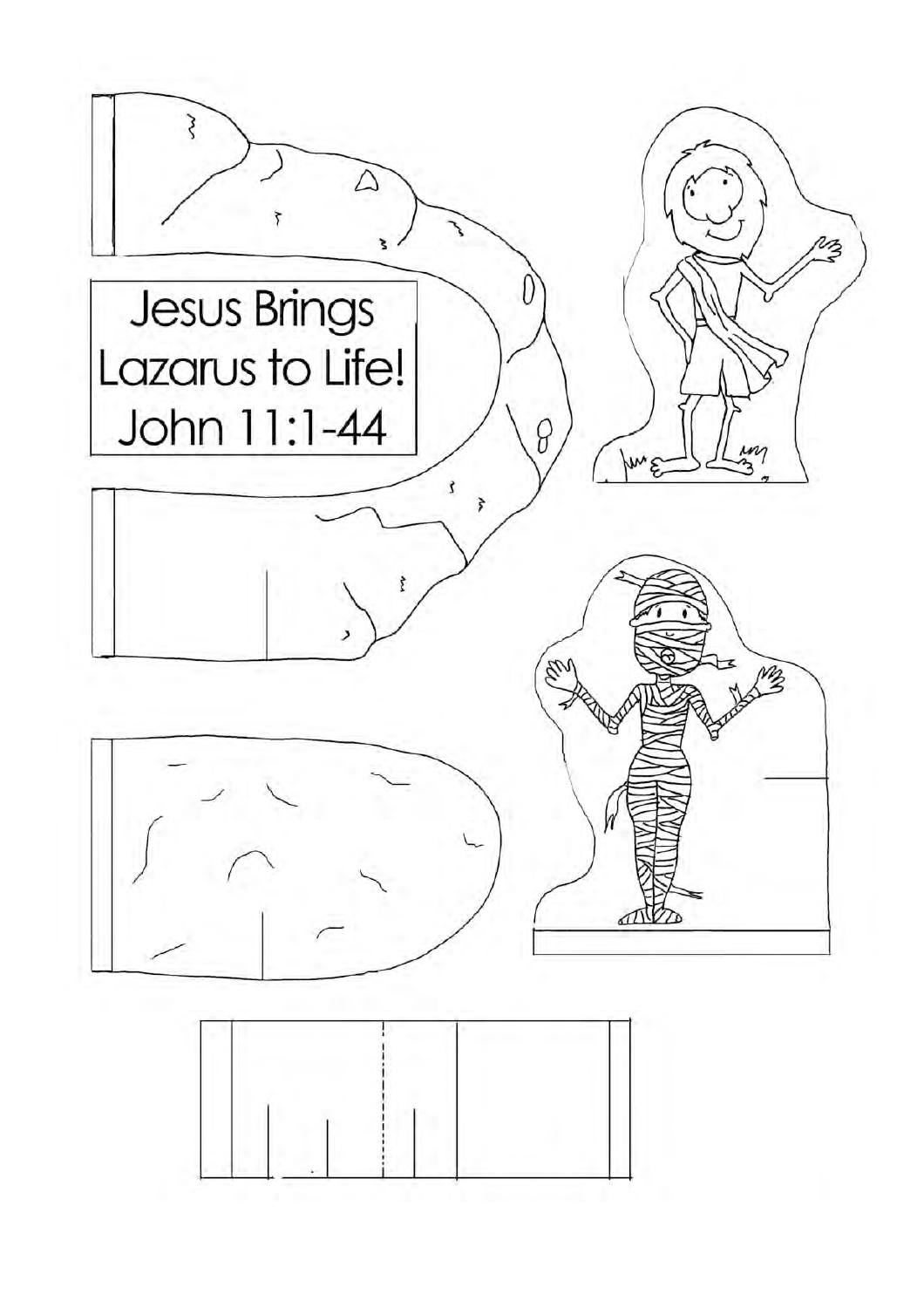Jesus Brings
Lazarus to Life!
John 11:1-44